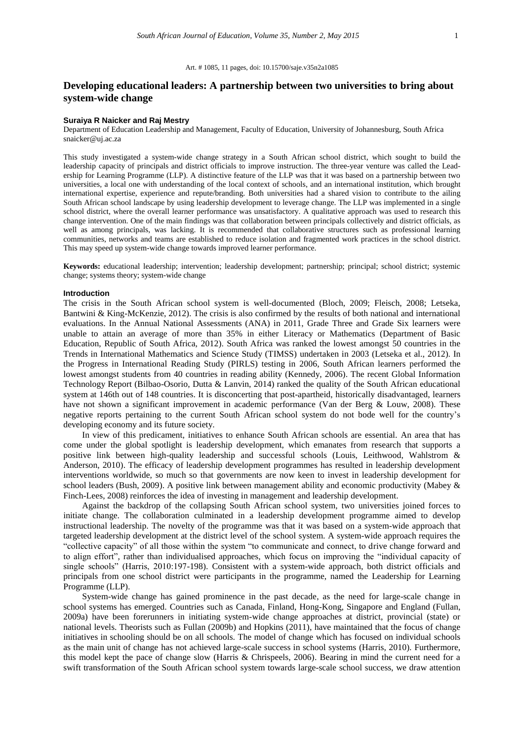Art. # 1085, 11 pages, doi: 10.15700/saje.v35n2a1085

# Developing educational leaders: A partnership between two universities to bring about system-wide change

**Suraiya R Naicker and Raj Mestry**

Department of Education Leadership and Management, Faculty of Education, University of Johannesburg, South Africa
snaicker@uj.ac.za

This study investigated a system-wide change strategy in a South African school district, which sought to build the leadership capacity of principals and district officials to improve instruction. The three-year venture was called the Leadership for Learning Programme (LLP). A distinctive feature of the LLP was that it was based on a partnership between two universities, a local one with understanding of the local context of schools, and an international institution, which brought international expertise, experience and repute/branding. Both universities had a shared vision to contribute to the ailing South African school landscape by using leadership development to leverage change. The LLP was implemented in a single school district, where the overall learner performance was unsatisfactory. A qualitative approach was used to research this change intervention. One of the main findings was that collaboration between principals collectively and district officials, as well as among principals, was lacking. It is recommended that collaborative structures such as professional learning communities, networks and teams are established to reduce isolation and fragmented work practices in the school district. This may speed up system-wide change towards improved learner performance.

**Keywords:** educational leadership; intervention; leadership development; partnership; principal; school district; systemic change; systems theory; system-wide change

## Introduction

The crisis in the South African school system is well-documented (Bloch, 2009; Fleisch, 2008; Letseka, Bantwini & King-McKenzie, 2012). The crisis is also confirmed by the results of both national and international evaluations. In the Annual National Assessments (ANA) in 2011, Grade Three and Grade Six learners were unable to attain an average of more than 35% in either Literacy or Mathematics (Department of Basic Education, Republic of South Africa, 2012). South Africa was ranked the lowest amongst 50 countries in the Trends in International Mathematics and Science Study (TIMSS) undertaken in 2003 (Letseka et al., 2012). In the Progress in International Reading Study (PIRLS) testing in 2006, South African learners performed the lowest amongst students from 40 countries in reading ability (Kennedy, 2006). The recent Global Information Technology Report (Bilbao-Osorio, Dutta & Lanvin, 2014) ranked the quality of the South African educational system at 146th out of 148 countries. It is disconcerting that post-apartheid, historically disadvantaged, learners have not shown a significant improvement in academic performance (Van der Berg & Louw, 2008). These negative reports pertaining to the current South African school system do not bode well for the country's developing economy and its future society.

In view of this predicament, initiatives to enhance South African schools are essential. An area that has come under the global spotlight is leadership development, which emanates from research that supports a positive link between high-quality leadership and successful schools (Louis, Leithwood, Wahlstrom & Anderson, 2010). The efficacy of leadership development programmes has resulted in leadership development interventions worldwide, so much so that governments are now keen to invest in leadership development for school leaders (Bush, 2009). A positive link between management ability and economic productivity (Mabey & Finch-Lees, 2008) reinforces the idea of investing in management and leadership development.

Against the backdrop of the collapsing South African school system, two universities joined forces to initiate change. The collaboration culminated in a leadership development programme aimed to develop instructional leadership. The novelty of the programme was that it was based on a system-wide approach that targeted leadership development at the district level of the school system. A system-wide approach requires the "collective capacity" of all those within the system "to communicate and connect, to drive change forward and to align effort", rather than individualised approaches, which focus on improving the "individual capacity of single schools" (Harris, 2010:197-198). Consistent with a system-wide approach, both district officials and principals from one school district were participants in the programme, named the Leadership for Learning Programme (LLP).

System-wide change has gained prominence in the past decade, as the need for large-scale change in school systems has emerged. Countries such as Canada, Finland, Hong-Kong, Singapore and England (Fullan, 2009a) have been forerunners in initiating system-wide change approaches at district, provincial (state) or national levels. Theorists such as Fullan (2009b) and Hopkins (2011), have maintained that the focus of change initiatives in schooling should be on all schools. The model of change which has focused on individual schools as the main unit of change has not achieved large-scale success in school systems (Harris, 2010). Furthermore, this model kept the pace of change slow (Harris & Chrispeels, 2006). Bearing in mind the current need for a swift transformation of the South African school system towards large-scale school success, we draw attention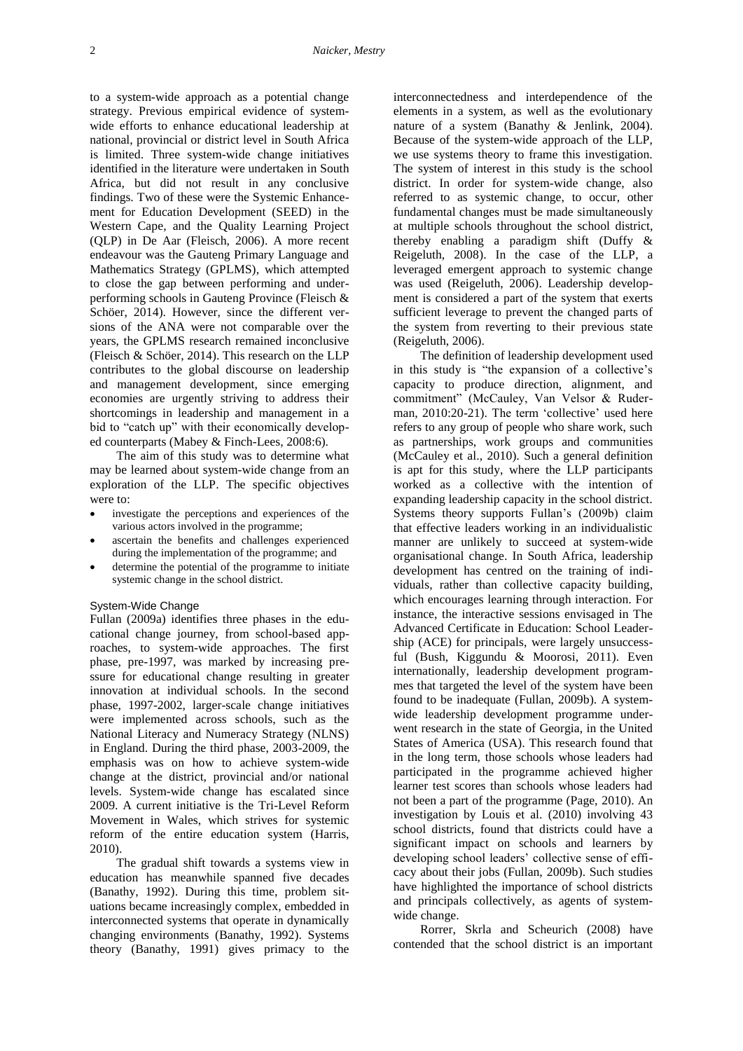to a system-wide approach as a potential change strategy. Previous empirical evidence of system-wide efforts to enhance educational leadership at national, provincial or district level in South Africa is limited. Three system-wide change initiatives identified in the literature were undertaken in South Africa, but did not result in any conclusive findings. Two of these were the Systemic Enhancement for Education Development (SEED) in the Western Cape, and the Quality Learning Project (QLP) in De Aar (Fleisch, 2006). A more recent endeavour was the Gauteng Primary Language and Mathematics Strategy (GPLMS), which attempted to close the gap between performing and underperforming schools in Gauteng Province (Fleisch & Schöer, 2014). However, since the different versions of the ANA were not comparable over the years, the GPLMS research remained inconclusive (Fleisch & Schöer, 2014). This research on the LLP contributes to the global discourse on leadership and management development, since emerging economies are urgently striving to address their shortcomings in leadership and management in a bid to "catch up" with their economically developed counterparts (Mabey & Finch-Lees, 2008:6).

The aim of this study was to determine what may be learned about system-wide change from an exploration of the LLP. The specific objectives were to:

- investigate the perceptions and experiences of the various actors involved in the programme;
- ascertain the benefits and challenges experienced during the implementation of the programme; and
- determine the potential of the programme to initiate systemic change in the school district.

### System-Wide Change

Fullan (2009a) identifies three phases in the educational change journey, from school-based approaches, to system-wide approaches. The first phase, pre-1997, was marked by increasing pressure for educational change resulting in greater innovation at individual schools. In the second phase, 1997-2002, larger-scale change initiatives were implemented across schools, such as the National Literacy and Numeracy Strategy (NLNS) in England. During the third phase, 2003-2009, the emphasis was on how to achieve system-wide change at the district, provincial and/or national levels. System-wide change has escalated since 2009. A current initiative is the Tri-Level Reform Movement in Wales, which strives for systemic reform of the entire education system (Harris, 2010).

The gradual shift towards a systems view in education has meanwhile spanned five decades (Banathy, 1992). During this time, problem situations became increasingly complex, embedded in interconnected systems that operate in dynamically changing environments (Banathy, 1992). Systems theory (Banathy, 1991) gives primacy to the interconnectedness and interdependence of the elements in a system, as well as the evolutionary nature of a system (Banathy & Jenlink, 2004). Because of the system-wide approach of the LLP, we use systems theory to frame this investigation. The system of interest in this study is the school district. In order for system-wide change, also referred to as systemic change, to occur, other fundamental changes must be made simultaneously at multiple schools throughout the school district, thereby enabling a paradigm shift (Duffy & Reigeluth, 2008). In the case of the LLP, a leveraged emergent approach to systemic change was used (Reigeluth, 2006). Leadership development is considered a part of the system that exerts sufficient leverage to prevent the changed parts of the system from reverting to their previous state (Reigeluth, 2006).

The definition of leadership development used in this study is "the expansion of a collective's capacity to produce direction, alignment, and commitment" (McCauley, Van Velsor & Ruderman, 2010:20-21). The term 'collective' used here refers to any group of people who share work, such as partnerships, work groups and communities (McCauley et al., 2010). Such a general definition is apt for this study, where the LLP participants worked as a collective with the intention of expanding leadership capacity in the school district. Systems theory supports Fullan's (2009b) claim that effective leaders working in an individualistic manner are unlikely to succeed at system-wide organisational change. In South Africa, leadership development has centred on the training of individuals, rather than collective capacity building, which encourages learning through interaction. For instance, the interactive sessions envisaged in The Advanced Certificate in Education: School Leadership (ACE) for principals, were largely unsuccessful (Bush, Kiggundu & Moorosi, 2011). Even internationally, leadership development programmes that targeted the level of the system have been found to be inadequate (Fullan, 2009b). A system-wide leadership development programme underwent research in the state of Georgia, in the United States of America (USA). This research found that in the long term, those schools whose leaders had participated in the programme achieved higher learner test scores than schools whose leaders had not been a part of the programme (Page, 2010). An investigation by Louis et al. (2010) involving 43 school districts, found that districts could have a significant impact on schools and learners by developing school leaders' collective sense of efficacy about their jobs (Fullan, 2009b). Such studies have highlighted the importance of school districts and principals collectively, as agents of system-wide change.

Rorrer, Skrla and Scheurich (2008) have contended that the school district is an important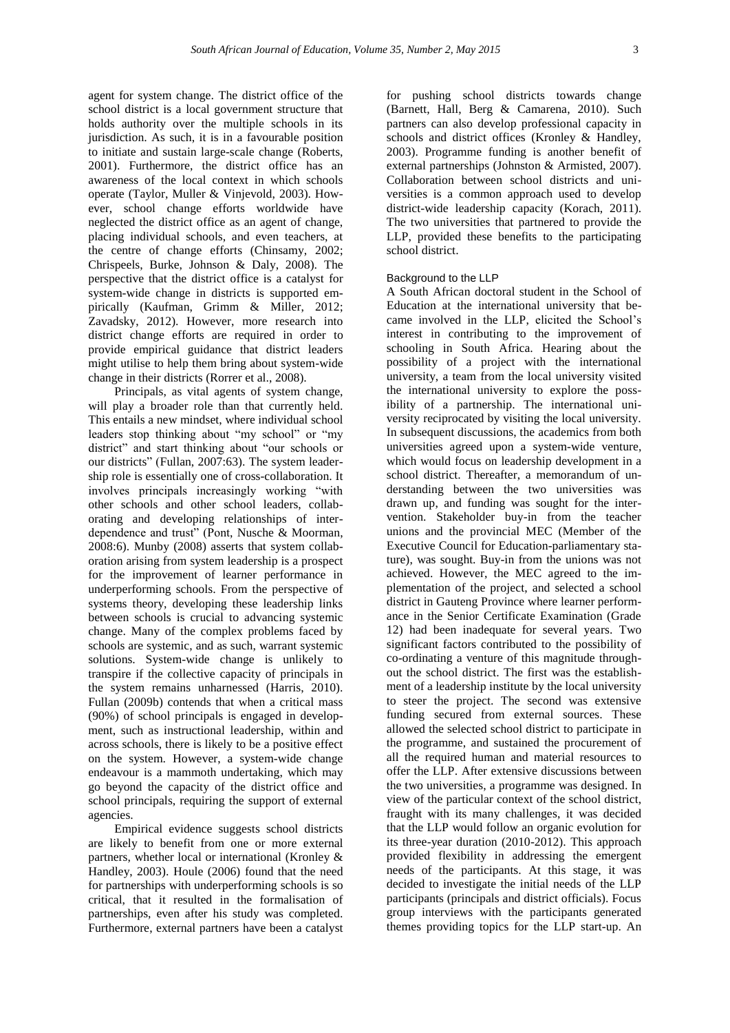agent for system change. The district office of the school district is a local government structure that holds authority over the multiple schools in its jurisdiction. As such, it is in a favourable position to initiate and sustain large-scale change (Roberts, 2001). Furthermore, the district office has an awareness of the local context in which schools operate (Taylor, Muller & Vinjevold, 2003). However, school change efforts worldwide have neglected the district office as an agent of change, placing individual schools, and even teachers, at the centre of change efforts (Chinsamy, 2002; Chrispeels, Burke, Johnson & Daly, 2008). The perspective that the district office is a catalyst for system-wide change in districts is supported empirically (Kaufman, Grimm & Miller, 2012; Zavadsky, 2012). However, more research into district change efforts are required in order to provide empirical guidance that district leaders might utilise to help them bring about system-wide change in their districts (Rorrer et al., 2008).

Principals, as vital agents of system change, will play a broader role than that currently held. This entails a new mindset, where individual school leaders stop thinking about "my school" or "my district" and start thinking about "our schools or our districts" (Fullan, 2007:63). The system leadership role is essentially one of cross-collaboration. It involves principals increasingly working "with other schools and other school leaders, collaborating and developing relationships of interdependence and trust" (Pont, Nusche & Moorman, 2008:6). Munby (2008) asserts that system collaboration arising from system leadership is a prospect for the improvement of learner performance in underperforming schools. From the perspective of systems theory, developing these leadership links between schools is crucial to advancing systemic change. Many of the complex problems faced by schools are systemic, and as such, warrant systemic solutions. System-wide change is unlikely to transpire if the collective capacity of principals in the system remains unharnessed (Harris, 2010). Fullan (2009b) contends that when a critical mass (90%) of school principals is engaged in development, such as instructional leadership, within and across schools, there is likely to be a positive effect on the system. However, a system-wide change endeavour is a mammoth undertaking, which may go beyond the capacity of the district office and school principals, requiring the support of external agencies.

Empirical evidence suggests school districts are likely to benefit from one or more external partners, whether local or international (Kronley & Handley, 2003). Houle (2006) found that the need for partnerships with underperforming schools is so critical, that it resulted in the formalisation of partnerships, even after his study was completed. Furthermore, external partners have been a catalyst for pushing school districts towards change (Barnett, Hall, Berg & Camarena, 2010). Such partners can also develop professional capacity in schools and district offices (Kronley & Handley, 2003). Programme funding is another benefit of external partnerships (Johnston & Armisted, 2007). Collaboration between school districts and universities is a common approach used to develop district-wide leadership capacity (Korach, 2011). The two universities that partnered to provide the LLP, provided these benefits to the participating school district.

### Background to the LLP

A South African doctoral student in the School of Education at the international university that became involved in the LLP, elicited the School's interest in contributing to the improvement of schooling in South Africa. Hearing about the possibility of a project with the international university, a team from the local university visited the international university to explore the possibility of a partnership. The international university reciprocated by visiting the local university. In subsequent discussions, the academics from both universities agreed upon a system-wide venture, which would focus on leadership development in a school district. Thereafter, a memorandum of understanding between the two universities was drawn up, and funding was sought for the intervention. Stakeholder buy-in from the teacher unions and the provincial MEC (Member of the Executive Council for Education-parliamentary stature), was sought. Buy-in from the unions was not achieved. However, the MEC agreed to the implementation of the project, and selected a school district in Gauteng Province where learner performance in the Senior Certificate Examination (Grade 12) had been inadequate for several years. Two significant factors contributed to the possibility of co-ordinating a venture of this magnitude throughout the school district. The first was the establishment of a leadership institute by the local university to steer the project. The second was extensive funding secured from external sources. These allowed the selected school district to participate in the programme, and sustained the procurement of all the required human and material resources to offer the LLP. After extensive discussions between the two universities, a programme was designed. In view of the particular context of the school district, fraught with its many challenges, it was decided that the LLP would follow an organic evolution for its three-year duration (2010-2012). This approach provided flexibility in addressing the emergent needs of the participants. At this stage, it was decided to investigate the initial needs of the LLP participants (principals and district officials). Focus group interviews with the participants generated themes providing topics for the LLP start-up. An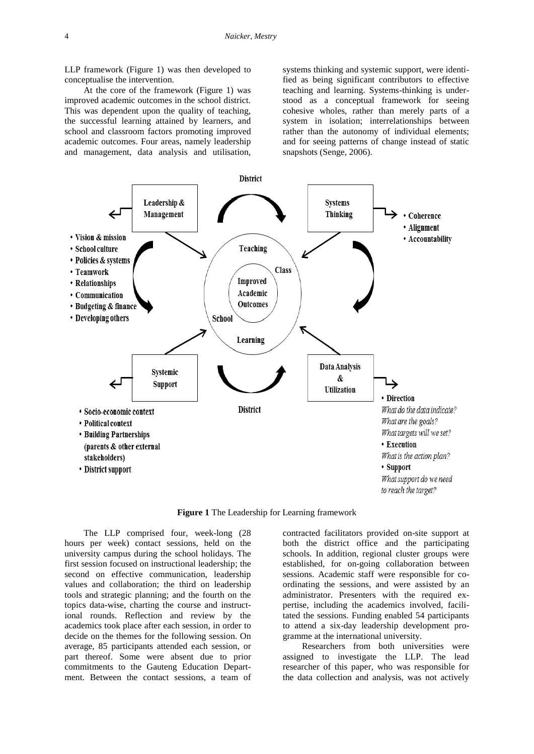LLP framework (Figure 1) was then developed to conceptualise the intervention.

At the core of the framework (Figure 1) was improved academic outcomes in the school district. This was dependent upon the quality of teaching, the successful learning attained by learners, and school and classroom factors promoting improved academic outcomes. Four areas, namely leadership and management, data analysis and utilisation, systems thinking and systemic support, were identified as being significant contributors to effective teaching and learning. Systems-thinking is understood as a conceptual framework for seeing cohesive wholes, rather than merely parts of a system in isolation; interrelationships between rather than the autonomy of individual elements; and for seeing patterns of change instead of static snapshots (Senge, 2006).

District

Leadership & Management

- Vision & mission
- School culture
- Policies & systems
- Teamwork
- Relationships
- Communication
- Budgeting & finance
- Developing others

Systems Thinking

- Coherence
- Alignment
- Accountability

Teaching

Class

Improved Academic Outcomes

School

Learning

Systemic Support

- Socio-economic context
- Political context
- Building Partnerships (parents & other external stakeholders)
- District support

District

Data Analysis & Utilization

- Direction
  *What do the data indicate?*
  *What are the goals?*
  *What targets will we set?*
- Execution
  *What is the action plan?*
- Support
  *What support do we need to reach the target?*

**Figure 1** The Leadership for Learning framework

The LLP comprised four, week-long (28 hours per week) contact sessions, held on the university campus during the school holidays. The first session focused on instructional leadership; the second on effective communication, leadership values and collaboration; the third on leadership tools and strategic planning; and the fourth on the topics data-wise, charting the course and instructional rounds. Reflection and review by the academics took place after each session, in order to decide on the themes for the following session. On average, 85 participants attended each session, or part thereof. Some were absent due to prior commitments to the Gauteng Education Department. Between the contact sessions, a team of contracted facilitators provided on-site support at both the district office and the participating schools. In addition, regional cluster groups were established, for on-going collaboration between sessions. Academic staff were responsible for co-ordinating the sessions, and were assisted by an administrator. Presenters with the required expertise, including the academics involved, facilitated the sessions. Funding enabled 54 participants to attend a six-day leadership development programme at the international university.

Researchers from both universities were assigned to investigate the LLP. The lead researcher of this paper, who was responsible for the data collection and analysis, was not actively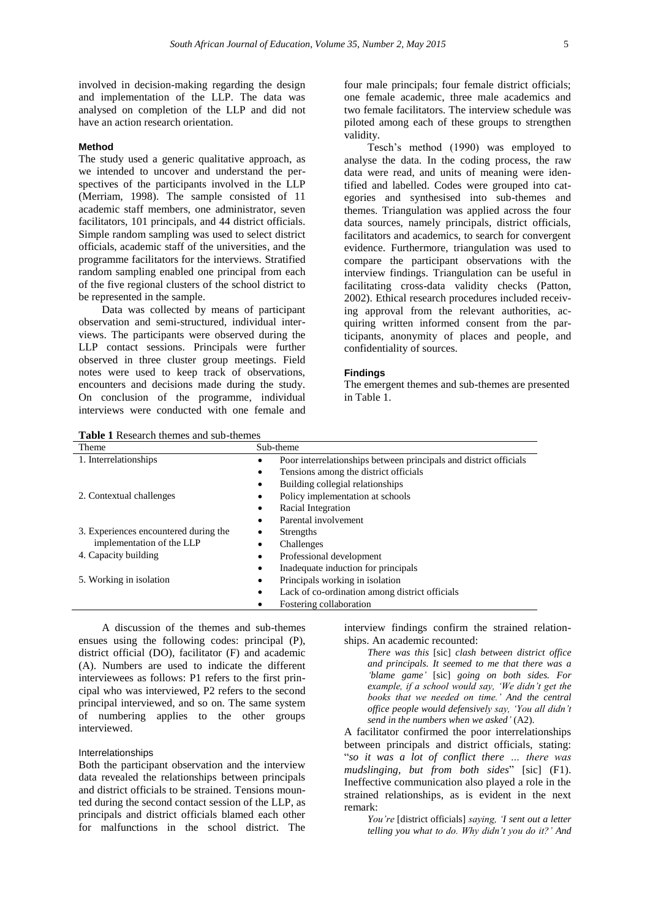involved in decision-making regarding the design and implementation of the LLP. The data was analysed on completion of the LLP and did not have an action research orientation.

### Method

The study used a generic qualitative approach, as we intended to uncover and understand the perspectives of the participants involved in the LLP (Merriam, 1998). The sample consisted of 11 academic staff members, one administrator, seven facilitators, 101 principals, and 44 district officials. Simple random sampling was used to select district officials, academic staff of the universities, and the programme facilitators for the interviews. Stratified random sampling enabled one principal from each of the five regional clusters of the school district to be represented in the sample.

Data was collected by means of participant observation and semi-structured, individual interviews. The participants were observed during the LLP contact sessions. Principals were further observed in three cluster group meetings. Field notes were used to keep track of observations, encounters and decisions made during the study. On conclusion of the programme, individual interviews were conducted with one female and four male principals; four female district officials; one female academic, three male academics and two female facilitators. The interview schedule was piloted among each of these groups to strengthen validity.

Tesch's method (1990) was employed to analyse the data. In the coding process, the raw data were read, and units of meaning were identified and labelled. Codes were grouped into categories and synthesised into sub-themes and themes. Triangulation was applied across the four data sources, namely principals, district officials, facilitators and academics, to search for convergent evidence. Furthermore, triangulation was used to compare the participant observations with the interview findings. Triangulation can be useful in facilitating cross-data validity checks (Patton, 2002). Ethical research procedures included receiving approval from the relevant authorities, acquiring written informed consent from the participants, anonymity of places and people, and confidentiality of sources.

### Findings

The emergent themes and sub-themes are presented in Table 1.

**Table 1** Research themes and sub-themes

| Theme | Sub-theme |
|---|---|
| 1. Interrelationships | • Poor interrelationships between principals and district officials |
| | • Tensions among the district officials |
| | • Building collegial relationships |
| 2. Contextual challenges | • Policy implementation at schools |
| | • Racial Integration |
| | • Parental involvement |
| 3. Experiences encountered during the implementation of the LLP | • Strengths |
| | • Challenges |
| 4. Capacity building | • Professional development |
| | • Inadequate induction for principals |
| 5. Working in isolation | • Principals working in isolation |
| | • Lack of co-ordination among district officials |
| | • Fostering collaboration |

A discussion of the themes and sub-themes ensues using the following codes: principal (P), district official (DO), facilitator (F) and academic (A). Numbers are used to indicate the different interviewees as follows: P1 refers to the first principal who was interviewed, P2 refers to the second principal interviewed, and so on. The same system of numbering applies to the other groups interviewed.

#### Interrelationships

Both the participant observation and the interview data revealed the relationships between principals and district officials to be strained. Tensions mounted during the second contact session of the LLP, as principals and district officials blamed each other for malfunctions in the school district. The interview findings confirm the strained relationships. An academic recounted:

> *There was this* [sic] *clash between district office and principals. It seemed to me that there was a 'blame game'* [sic] *going on both sides. For example, if a school would say, 'We didn't get the books that we needed on time.' And the central office people would defensively say, 'You all didn't send in the numbers when we asked'* (A2).

A facilitator confirmed the poor interrelationships between principals and district officials, stating: "*so it was a lot of conflict there ... there was mudslinging, but from both sides*" [sic] (F1). Ineffective communication also played a role in the strained relationships, as is evident in the next remark:

> *You're* [district officials] *saying, 'I sent out a letter telling you what to do. Why didn't you do it?' And*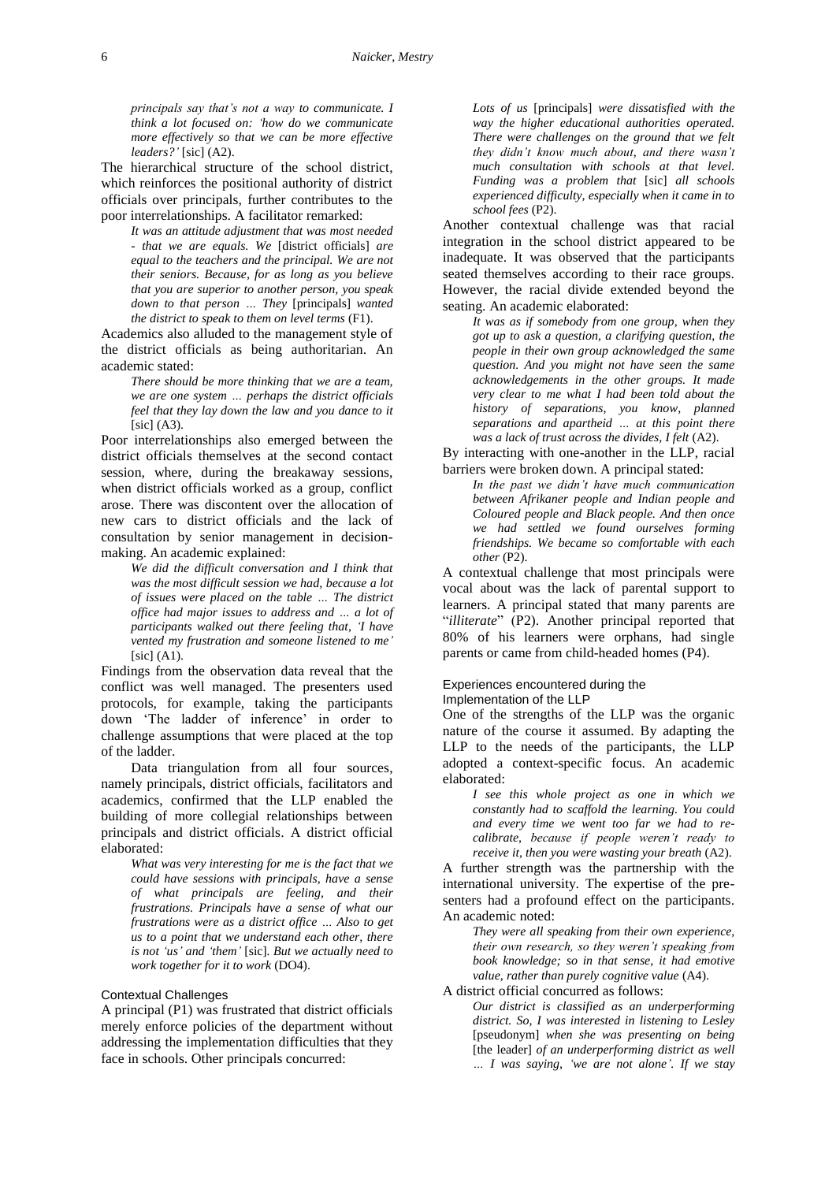*principals say that's not a way to communicate. I think a lot focused on: 'how do we communicate more effectively so that we can be more effective leaders?'* [sic] (A2).

The hierarchical structure of the school district, which reinforces the positional authority of district officials over principals, further contributes to the poor interrelationships. A facilitator remarked:

> *It was an attitude adjustment that was most needed - that we are equals. We* [district officials] *are equal to the teachers and the principal. We are not their seniors. Because, for as long as you believe that you are superior to another person, you speak down to that person ... They* [principals] *wanted the district to speak to them on level terms* (F1).

Academics also alluded to the management style of the district officials as being authoritarian. An academic stated:

> *There should be more thinking that we are a team, we are one system ... perhaps the district officials feel that they lay down the law and you dance to it* [sic] (A3).

Poor interrelationships also emerged between the district officials themselves at the second contact session, where, during the breakaway sessions, when district officials worked as a group, conflict arose. There was discontent over the allocation of new cars to district officials and the lack of consultation by senior management in decision-making. An academic explained:

> *We did the difficult conversation and I think that was the most difficult session we had, because a lot of issues were placed on the table ... The district office had major issues to address and ... a lot of participants walked out there feeling that, 'I have vented my frustration and someone listened to me'* [sic] (A1).

Findings from the observation data reveal that the conflict was well managed. The presenters used protocols, for example, taking the participants down 'The ladder of inference' in order to challenge assumptions that were placed at the top of the ladder.

Data triangulation from all four sources, namely principals, district officials, facilitators and academics, confirmed that the LLP enabled the building of more collegial relationships between principals and district officials. A district official elaborated:

> *What was very interesting for me is the fact that we could have sessions with principals, have a sense of what principals are feeling, and their frustrations. Principals have a sense of what our frustrations were as a district office ... Also to get us to a point that we understand each other, there is not 'us' and 'them'* [sic]*. But we actually need to work together for it to work* (DO4).

### Contextual Challenges

A principal (P1) was frustrated that district officials merely enforce policies of the department without addressing the implementation difficulties that they face in schools. Other principals concurred:

> *Lots of us* [principals] *were dissatisfied with the way the higher educational authorities operated. There were challenges on the ground that we felt they didn't know much about, and there wasn't much consultation with schools at that level. Funding was a problem that* [sic] *all schools experienced difficulty, especially when it came in to school fees* (P2).

Another contextual challenge was that racial integration in the school district appeared to be inadequate. It was observed that the participants seated themselves according to their race groups. However, the racial divide extended beyond the seating. An academic elaborated:

> *It was as if somebody from one group, when they got up to ask a question, a clarifying question, the people in their own group acknowledged the same question. And you might not have seen the same acknowledgements in the other groups. It made very clear to me what I had been told about the history of separations, you know, planned separations and apartheid ... at this point there was a lack of trust across the divides, I felt* (A2).

By interacting with one-another in the LLP, racial barriers were broken down. A principal stated:

> *In the past we didn't have much communication between Afrikaner people and Indian people and Coloured people and Black people. And then once we had settled we found ourselves forming friendships. We became so comfortable with each other* (P2).

A contextual challenge that most principals were vocal about was the lack of parental support to learners. A principal stated that many parents are "*illiterate*" (P2). Another principal reported that 80% of his learners were orphans, had single parents or came from child-headed homes (P4).

### Experiences encountered during the Implementation of the LLP

One of the strengths of the LLP was the organic nature of the course it assumed. By adapting the LLP to the needs of the participants, the LLP adopted a context-specific focus. An academic elaborated:

> *I see this whole project as one in which we constantly had to scaffold the learning. You could and every time we went too far we had to re-calibrate, because if people weren't ready to receive it, then you were wasting your breath* (A2).

A further strength was the partnership with the international university. The expertise of the presenters had a profound effect on the participants. An academic noted:

> *They were all speaking from their own experience, their own research, so they weren't speaking from book knowledge; so in that sense, it had emotive value, rather than purely cognitive value* (A4).

A district official concurred as follows:

> *Our district is classified as an underperforming district. So, I was interested in listening to Lesley* [pseudonym] *when she was presenting on being* [the leader] *of an underperforming district as well ... I was saying, 'we are not alone'. If we stay*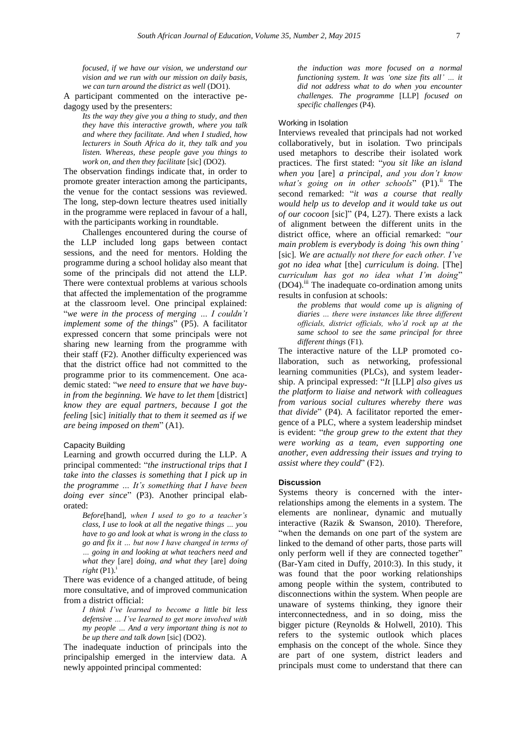*focused, if we have our vision, we understand our vision and we run with our mission on daily basis, we can turn around the district as well* (DO1).

A participant commented on the interactive pedagogy used by the presenters:

> *Its the way they give you a thing to study, and then they have this interactive growth, where you talk and where they facilitate. And when I studied, how lecturers in South Africa do it, they talk and you listen. Whereas, these people gave you things to work on, and then they facilitate* [sic] (DO2).

The observation findings indicate that, in order to promote greater interaction among the participants, the venue for the contact sessions was reviewed. The long, step-down lecture theatres used initially in the programme were replaced in favour of a hall, with the participants working in roundtable.

Challenges encountered during the course of the LLP included long gaps between contact sessions, and the need for mentors. Holding the programme during a school holiday also meant that some of the principals did not attend the LLP. There were contextual problems at various schools that affected the implementation of the programme at the classroom level. One principal explained: "*we were in the process of merging … I couldn't implement some of the things*" (P5). A facilitator expressed concern that some principals were not sharing new learning from the programme with their staff (F2). Another difficulty experienced was that the district office had not committed to the programme prior to its commencement. One academic stated: "*we need to ensure that we have buy-in from the beginning. We have to let them* [district] *know they are equal partners, because I got the feeling* [sic] *initially that to them it seemed as if we are being imposed on them*" (A1).

#### Capacity Building

Learning and growth occurred during the LLP. A principal commented: "*the instructional trips that I take into the classes is something that I pick up in the programme … It's something that I have been doing ever since*" (P3). Another principal elaborated:

> *Before*[hand], *when I used to go to a teacher's class, I use to look at all the negative things ... you have to go and look at what is wrong in the class to go and fix it … but now I have changed in terms of … going in and looking at what teachers need and what they* [are] *doing, and what they* [are] *doing right* (P1).[i]

There was evidence of a changed attitude, of being more consultative, and of improved communication from a district official:

> *I think I've learned to become a little bit less defensive … I've learned to get more involved with my people … And a very important thing is not to be up there and talk down* [sic] (DO2).

The inadequate induction of principals into the principalship emerged in the interview data. A newly appointed principal commented:

> *the induction was more focused on a normal functioning system. It was 'one size fits all' … it did not address what to do when you encounter challenges. The programme* [LLP] *focused on specific challenges* (P4).

#### Working in Isolation

Interviews revealed that principals had not worked collaboratively, but in isolation. Two principals used metaphors to describe their isolated work practices. The first stated: "*you sit like an island when you* [are] *a principal, and you don't know what's going on in other schools*" (P1).[ii] The second remarked: "*it was a course that really would help us to develop and it would take us out of our cocoon* [sic]" (P4, L27). There exists a lack of alignment between the different units in the district office, where an official remarked: "*our main problem is everybody is doing 'his own thing'* [sic]. *We are actually not there for each other. I've got no idea what* [the] *curriculum is doing.* [The] *curriculum has got no idea what I'm doing*" (DO4).[iii] The inadequate co-ordination among units results in confusion at schools:

> *the problems that would come up is aligning of diaries ... there were instances like three different officials, district officials, who'd rock up at the same school to see the same principal for three different things* (F1).

The interactive nature of the LLP promoted collaboration, such as networking, professional learning communities (PLCs), and system leadership. A principal expressed: "*It* [LLP] *also gives us the platform to liaise and network with colleagues from various social cultures whereby there was that divide*" (P4). A facilitator reported the emergence of a PLC, where a system leadership mindset is evident: "*the group grew to the extent that they were working as a team, even supporting one another, even addressing their issues and trying to assist where they could*" (F2).

### Discussion

Systems theory is concerned with the interrelationships among the elements in a system. The elements are nonlinear, dynamic and mutually interactive (Razik & Swanson, 2010). Therefore, "when the demands on one part of the system are linked to the demand of other parts, those parts will only perform well if they are connected together" (Bar-Yam cited in Duffy, 2010:3). In this study, it was found that the poor working relationships among people within the system, contributed to disconnections within the system. When people are unaware of systems thinking, they ignore their interconnectedness, and in so doing, miss the bigger picture (Reynolds & Holwell, 2010). This refers to the systemic outlook which places emphasis on the concept of the whole. Since they are part of one system, district leaders and principals must come to understand that there can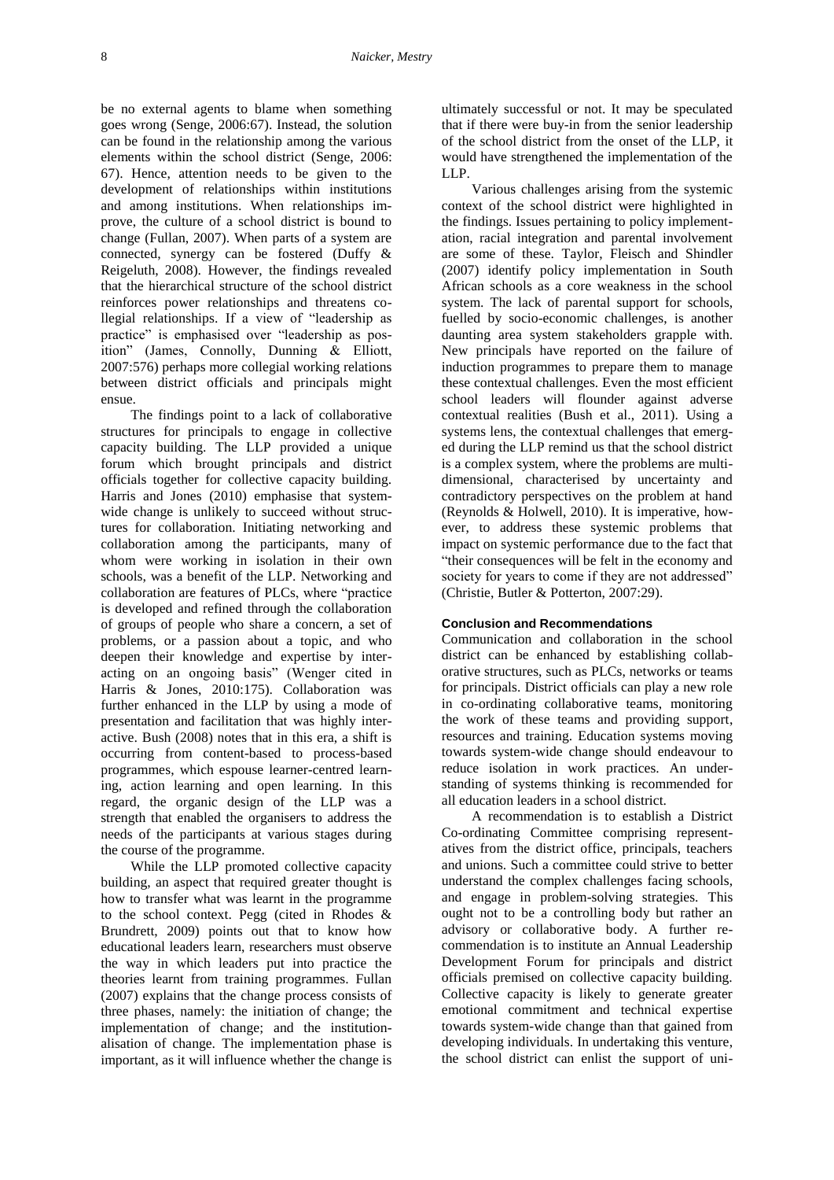be no external agents to blame when something goes wrong (Senge, 2006:67). Instead, the solution can be found in the relationship among the various elements within the school district (Senge, 2006: 67). Hence, attention needs to be given to the development of relationships within institutions and among institutions. When relationships improve, the culture of a school district is bound to change (Fullan, 2007). When parts of a system are connected, synergy can be fostered (Duffy & Reigeluth, 2008). However, the findings revealed that the hierarchical structure of the school district reinforces power relationships and threatens collegial relationships. If a view of "leadership as practice" is emphasised over "leadership as position" (James, Connolly, Dunning & Elliott, 2007:576) perhaps more collegial working relations between district officials and principals might ensue.

The findings point to a lack of collaborative structures for principals to engage in collective capacity building. The LLP provided a unique forum which brought principals and district officials together for collective capacity building. Harris and Jones (2010) emphasise that system-wide change is unlikely to succeed without structures for collaboration. Initiating networking and collaboration among the participants, many of whom were working in isolation in their own schools, was a benefit of the LLP. Networking and collaboration are features of PLCs, where "practice is developed and refined through the collaboration of groups of people who share a concern, a set of problems, or a passion about a topic, and who deepen their knowledge and expertise by interacting on an ongoing basis" (Wenger cited in Harris & Jones, 2010:175). Collaboration was further enhanced in the LLP by using a mode of presentation and facilitation that was highly interactive. Bush (2008) notes that in this era, a shift is occurring from content-based to process-based programmes, which espouse learner-centred learning, action learning and open learning. In this regard, the organic design of the LLP was a strength that enabled the organisers to address the needs of the participants at various stages during the course of the programme.

While the LLP promoted collective capacity building, an aspect that required greater thought is how to transfer what was learnt in the programme to the school context. Pegg (cited in Rhodes & Brundrett, 2009) points out that to know how educational leaders learn, researchers must observe the way in which leaders put into practice the theories learnt from training programmes. Fullan (2007) explains that the change process consists of three phases, namely: the initiation of change; the implementation of change; and the institutionalisation of change. The implementation phase is important, as it will influence whether the change is ultimately successful or not. It may be speculated that if there were buy-in from the senior leadership of the school district from the onset of the LLP, it would have strengthened the implementation of the LLP.

Various challenges arising from the systemic context of the school district were highlighted in the findings. Issues pertaining to policy implementation, racial integration and parental involvement are some of these. Taylor, Fleisch and Shindler (2007) identify policy implementation in South African schools as a core weakness in the school system. The lack of parental support for schools, fuelled by socio-economic challenges, is another daunting area system stakeholders grapple with. New principals have reported on the failure of induction programmes to prepare them to manage these contextual challenges. Even the most efficient school leaders will flounder against adverse contextual realities (Bush et al., 2011). Using a systems lens, the contextual challenges that emerged during the LLP remind us that the school district is a complex system, where the problems are multidimensional, characterised by uncertainty and contradictory perspectives on the problem at hand (Reynolds & Holwell, 2010). It is imperative, however, to address these systemic problems that impact on systemic performance due to the fact that "their consequences will be felt in the economy and society for years to come if they are not addressed" (Christie, Butler & Potterton, 2007:29).

### Conclusion and Recommendations

Communication and collaboration in the school district can be enhanced by establishing collaborative structures, such as PLCs, networks or teams for principals. District officials can play a new role in co-ordinating collaborative teams, monitoring the work of these teams and providing support, resources and training. Education systems moving towards system-wide change should endeavour to reduce isolation in work practices. An understanding of systems thinking is recommended for all education leaders in a school district.

A recommendation is to establish a District Co-ordinating Committee comprising representatives from the district office, principals, teachers and unions. Such a committee could strive to better understand the complex challenges facing schools, and engage in problem-solving strategies. This ought not to be a controlling body but rather an advisory or collaborative body. A further recommendation is to institute an Annual Leadership Development Forum for principals and district officials premised on collective capacity building. Collective capacity is likely to generate greater emotional commitment and technical expertise towards system-wide change than that gained from developing individuals. In undertaking this venture, the school district can enlist the support of uni-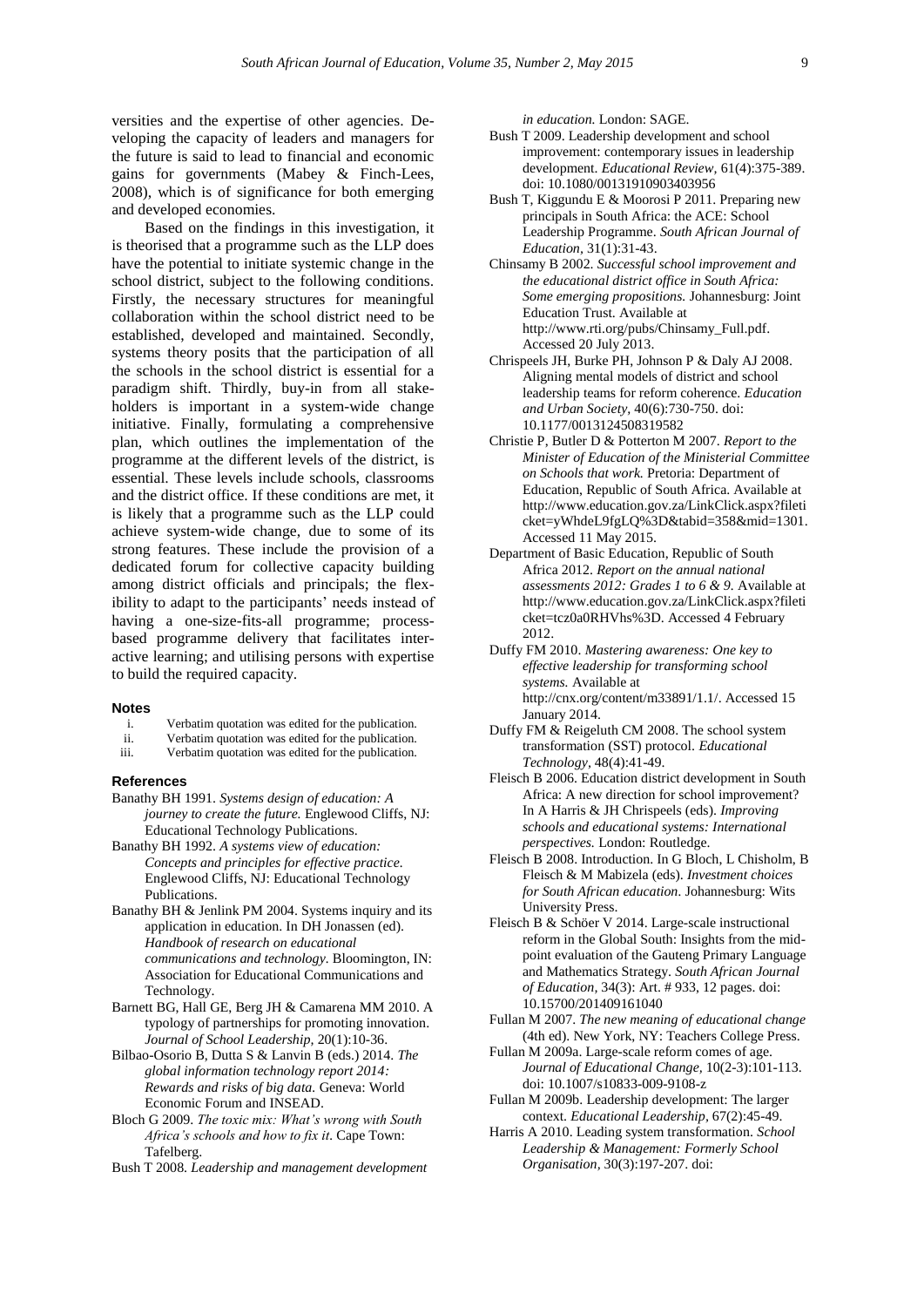versities and the expertise of other agencies. Developing the capacity of leaders and managers for the future is said to lead to financial and economic gains for governments (Mabey & Finch-Lees, 2008), which is of significance for both emerging and developed economies.

Based on the findings in this investigation, it is theorised that a programme such as the LLP does have the potential to initiate systemic change in the school district, subject to the following conditions. Firstly, the necessary structures for meaningful collaboration within the school district need to be established, developed and maintained. Secondly, systems theory posits that the participation of all the schools in the school district is essential for a paradigm shift. Thirdly, buy-in from all stakeholders is important in a system-wide change initiative. Finally, formulating a comprehensive plan, which outlines the implementation of the programme at the different levels of the district, is essential. These levels include schools, classrooms and the district office. If these conditions are met, it is likely that a programme such as the LLP could achieve system-wide change, due to some of its strong features. These include the provision of a dedicated forum for collective capacity building among district officials and principals; the flexibility to adapt to the participants' needs instead of having a one-size-fits-all programme; process-based programme delivery that facilitates interactive learning; and utilising persons with expertise to build the required capacity.

#### Notes

i. Verbatim quotation was edited for the publication.
ii. Verbatim quotation was edited for the publication.
iii. Verbatim quotation was edited for the publication.

#### References

Banathy BH 1991. *Systems design of education: A journey to create the future.* Englewood Cliffs, NJ: Educational Technology Publications.

Banathy BH 1992. *A systems view of education: Concepts and principles for effective practice.* Englewood Cliffs, NJ: Educational Technology Publications.

Banathy BH & Jenlink PM 2004. Systems inquiry and its application in education. In DH Jonassen (ed). *Handbook of research on educational communications and technology.* Bloomington, IN: Association for Educational Communications and Technology.

Barnett BG, Hall GE, Berg JH & Camarena MM 2010. A typology of partnerships for promoting innovation. *Journal of School Leadership,* 20(1):10-36.

Bilbao-Osorio B, Dutta S & Lanvin B (eds.) 2014. *The global information technology report 2014: Rewards and risks of big data.* Geneva: World Economic Forum and INSEAD.

Bloch G 2009. *The toxic mix: What's wrong with South Africa's schools and how to fix it*. Cape Town: Tafelberg.

Bush T 2008. *Leadership and management development in education.* London: SAGE.

Bush T 2009. Leadership development and school improvement: contemporary issues in leadership development. *Educational Review,* 61(4):375-389. doi: 10.1080/00131910903403956

Bush T, Kiggundu E & Moorosi P 2011. Preparing new principals in South Africa: the ACE: School Leadership Programme. *South African Journal of Education,* 31(1):31-43.

Chinsamy B 2002. *Successful school improvement and the educational district office in South Africa: Some emerging propositions.* Johannesburg: Joint Education Trust. Available at http://www.rti.org/pubs/Chinsamy_Full.pdf. Accessed 20 July 2013.

Chrispeels JH, Burke PH, Johnson P & Daly AJ 2008. Aligning mental models of district and school leadership teams for reform coherence. *Education and Urban Society,* 40(6):730-750. doi: 10.1177/0013124508319582

Christie P, Butler D & Potterton M 2007. *Report to the Minister of Education of the Ministerial Committee on Schools that work.* Pretoria: Department of Education, Republic of South Africa. Available at http://www.education.gov.za/LinkClick.aspx?fileticket=yWhdeL9fgLQ%3D&tabid=358&mid=1301. Accessed 11 May 2015.

Department of Basic Education, Republic of South Africa 2012. *Report on the annual national assessments 2012: Grades 1 to 6 & 9.* Available at http://www.education.gov.za/LinkClick.aspx?fileticket=tcz0a0RHVhs%3D. Accessed 4 February 2012.

Duffy FM 2010. *Mastering awareness: One key to effective leadership for transforming school systems.* Available at http://cnx.org/content/m33891/1.1/. Accessed 15 January 2014.

Duffy FM & Reigeluth CM 2008. The school system transformation (SST) protocol. *Educational Technology,* 48(4):41-49.

Fleisch B 2006. Education district development in South Africa: A new direction for school improvement? In A Harris & JH Chrispeels (eds). *Improving schools and educational systems: International perspectives.* London: Routledge.

Fleisch B 2008. Introduction. In G Bloch, L Chisholm, B Fleisch & M Mabizela (eds). *Investment choices for South African education*. Johannesburg: Wits University Press.

Fleisch B & Schöer V 2014. Large-scale instructional reform in the Global South: Insights from the mid-point evaluation of the Gauteng Primary Language and Mathematics Strategy. *South African Journal of Education,* 34(3): Art. # 933, 12 pages. doi: 10.15700/201409161040

Fullan M 2007. *The new meaning of educational change* (4th ed). New York, NY: Teachers College Press.

Fullan M 2009a. Large-scale reform comes of age. *Journal of Educational Change,* 10(2-3):101-113. doi: 10.1007/s10833-009-9108-z

Fullan M 2009b. Leadership development: The larger context. *Educational Leadership,* 67(2):45-49.

Harris A 2010. Leading system transformation. *School Leadership & Management: Formerly School Organisation,* 30(3):197-207. doi: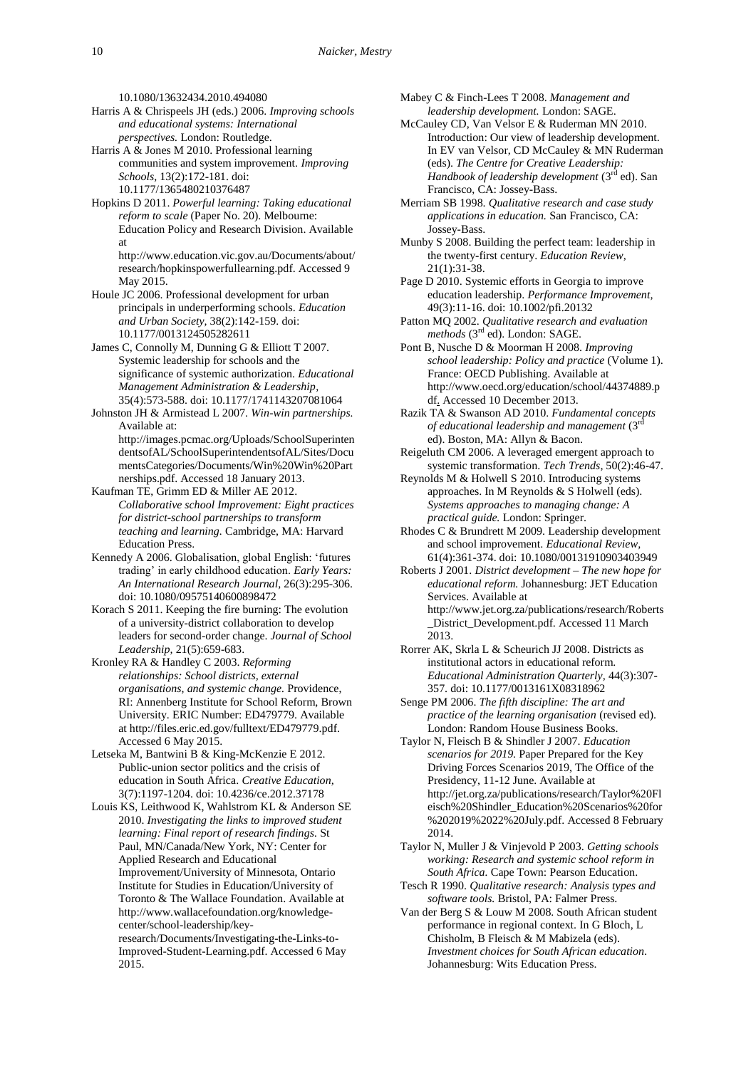10.1080/13632434.2010.494080

Harris A & Chrispeels JH (eds.) 2006. *Improving schools and educational systems: International perspectives.* London: Routledge.

Harris A & Jones M 2010. Professional learning communities and system improvement. *Improving Schools,* 13(2):172-181. doi: 10.1177/1365480210376487

Hopkins D 2011. *Powerful learning: Taking educational reform to scale* (Paper No. 20). Melbourne: Education Policy and Research Division. Available at http://www.education.vic.gov.au/Documents/about/research/hopkinspowerfullearning.pdf. Accessed 9 May 2015.

Houle JC 2006. Professional development for urban principals in underperforming schools. *Education and Urban Society,* 38(2):142-159. doi: 10.1177/0013124505282611

James C, Connolly M, Dunning G & Elliott T 2007. Systemic leadership for schools and the significance of systemic authorization. *Educational Management Administration & Leadership*, 35(4):573-588. doi: 10.1177/1741143207081064

Johnston JH & Armistead L 2007. *Win-win partnerships.* Available at: http://images.pcmac.org/Uploads/SchoolSuperintendentsofAL/SchoolSuperintendentsofAL/Sites/DocumentsCategories/Documents/Win%20Win%20Partnerships.pdf. Accessed 18 January 2013.

Kaufman TE, Grimm ED & Miller AE 2012. *Collaborative school Improvement: Eight practices for district-school partnerships to transform teaching and learning.* Cambridge, MA: Harvard Education Press.

Kennedy A 2006. Globalisation, global English: 'futures trading' in early childhood education. *Early Years: An International Research Journal,* 26(3):295-306. doi: 10.1080/09575140600898472

Korach S 2011. Keeping the fire burning: The evolution of a university-district collaboration to develop leaders for second-order change. *Journal of School Leadership,* 21(5):659-683.

Kronley RA & Handley C 2003. *Reforming relationships: School districts, external organisations, and systemic change.* Providence, RI: Annenberg Institute for School Reform, Brown University. ERIC Number: ED479779. Available at http://files.eric.ed.gov/fulltext/ED479779.pdf. Accessed 6 May 2015.

Letseka M, Bantwini B & King-McKenzie E 2012. Public-union sector politics and the crisis of education in South Africa. *Creative Education,* 3(7):1197-1204. doi: 10.4236/ce.2012.37178

Louis KS, Leithwood K, Wahlstrom KL & Anderson SE 2010. *Investigating the links to improved student learning: Final report of research findings*. St Paul, MN/Canada/New York, NY: Center for Applied Research and Educational Improvement/University of Minnesota, Ontario Institute for Studies in Education/University of Toronto & The Wallace Foundation. Available at http://www.wallacefoundation.org/knowledge-center/school-leadership/key-research/Documents/Investigating-the-Links-to-Improved-Student-Learning.pdf. Accessed 6 May 2015.

Mabey C & Finch-Lees T 2008. *Management and leadership development.* London: SAGE.

McCauley CD, Van Velsor E & Ruderman MN 2010. Introduction: Our view of leadership development. In EV van Velsor, CD McCauley & MN Ruderman (eds). *The Centre for Creative Leadership: Handbook of leadership development* (3rd ed). San Francisco, CA: Jossey-Bass.

Merriam SB 1998. *Qualitative research and case study applications in education.* San Francisco, CA: Jossey-Bass.

Munby S 2008. Building the perfect team: leadership in the twenty-first century. *Education Review,* 21(1):31-38.

Page D 2010. Systemic efforts in Georgia to improve education leadership. *Performance Improvement,* 49(3):11-16. doi: 10.1002/pfi.20132

Patton MQ 2002. *Qualitative research and evaluation methods* (3rd ed). London: SAGE.

Pont B, Nusche D & Moorman H 2008. *Improving school leadership: Policy and practice* (Volume 1). France: OECD Publishing. Available at http://www.oecd.org/education/school/44374889.pdf. Accessed 10 December 2013.

Razik TA & Swanson AD 2010. *Fundamental concepts of educational leadership and management* (3rd ed). Boston, MA: Allyn & Bacon.

Reigeluth CM 2006. A leveraged emergent approach to systemic transformation. *Tech Trends,* 50(2):46-47.

Reynolds M & Holwell S 2010. Introducing systems approaches. In M Reynolds & S Holwell (eds). *Systems approaches to managing change: A practical guide.* London: Springer.

Rhodes C & Brundrett M 2009. Leadership development and school improvement. *Educational Review,* 61(4):361-374. doi: 10.1080/00131910903403949

Roberts J 2001. *District development – The new hope for educational reform.* Johannesburg: JET Education Services. Available at http://www.jet.org.za/publications/research/Roberts_District_Development.pdf. Accessed 11 March 2013.

Rorrer AK, Skrla L & Scheurich JJ 2008. Districts as institutional actors in educational reform. *Educational Administration Quarterly,* 44(3):307-357. doi: 10.1177/0013161X08318962

Senge PM 2006. *The fifth discipline: The art and practice of the learning organisation* (revised ed). London: Random House Business Books.

Taylor N, Fleisch B & Shindler J 2007. *Education scenarios for 2019.* Paper Prepared for the Key Driving Forces Scenarios 2019, The Office of the Presidency, 11-12 June. Available at http://jet.org.za/publications/research/Taylor%20Fleisch%20Shindler_Education%20Scenarios%20for%202019%2022%20July.pdf. Accessed 8 February 2014.

Taylor N, Muller J & Vinjevold P 2003. *Getting schools working: Research and systemic school reform in South Africa*. Cape Town: Pearson Education.

Tesch R 1990. *Qualitative research: Analysis types and software tools.* Bristol, PA: Falmer Press.

Van der Berg S & Louw M 2008. South African student performance in regional context. In G Bloch, L Chisholm, B Fleisch & M Mabizela (eds). *Investment choices for South African education*. Johannesburg: Wits Education Press.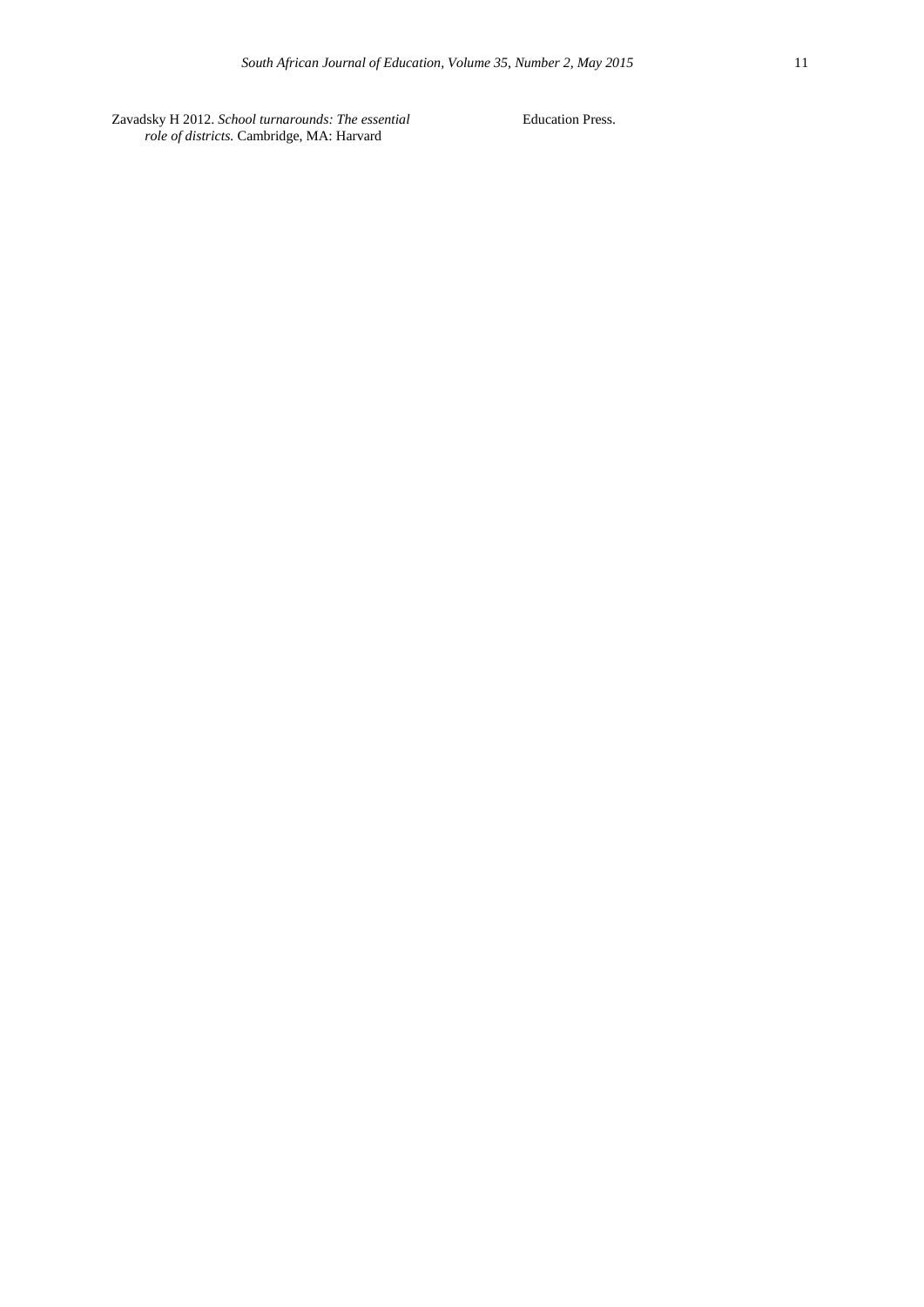Zavadsky H 2012. *School turnarounds: The essential role of districts.* Cambridge, MA: Harvard Education Press.